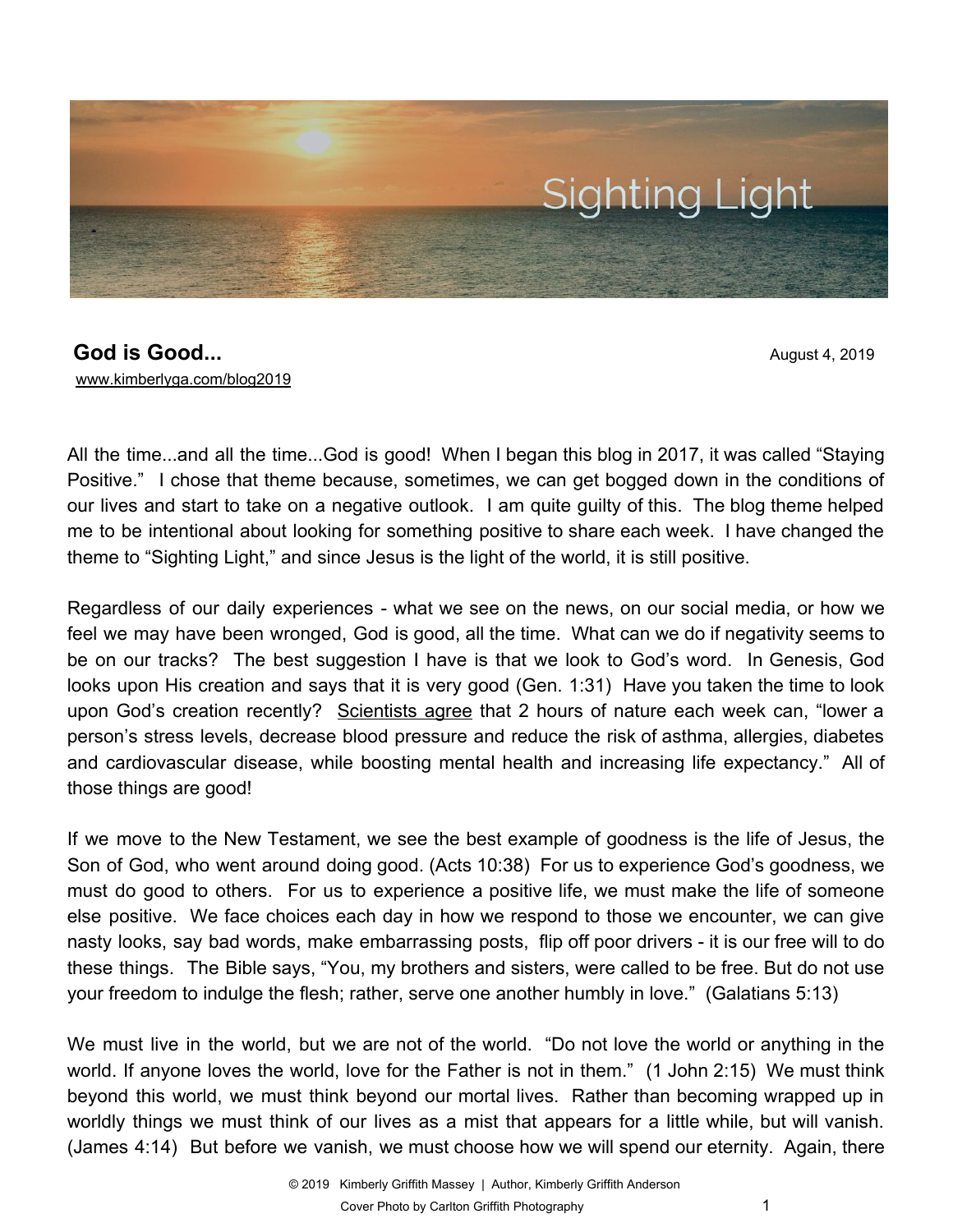Sighting Light

# God is Good...

August 4, 2019

www.kimberlyga.com/blog2019

All the time...and all the time...God is good! When I began this blog in 2017, it was called "Staying Positive." I chose that theme because, sometimes, we can get bogged down in the conditions of our lives and start to take on a negative outlook. I am quite guilty of this. The blog theme helped me to be intentional about looking for something positive to share each week. I have changed the theme to "Sighting Light," and since Jesus is the light of the world, it is still positive.

Regardless of our daily experiences - what we see on the news, on our social media, or how we feel we may have been wronged, God is good, all the time. What can we do if negativity seems to be on our tracks? The best suggestion I have is that we look to God's word. In Genesis, God looks upon His creation and says that it is very good (Gen. 1:31) Have you taken the time to look upon God's creation recently? Scientists agree that 2 hours of nature each week can, "lower a person's stress levels, decrease blood pressure and reduce the risk of asthma, allergies, diabetes and cardiovascular disease, while boosting mental health and increasing life expectancy." All of those things are good!

If we move to the New Testament, we see the best example of goodness is the life of Jesus, the Son of God, who went around doing good. (Acts 10:38) For us to experience God's goodness, we must do good to others. For us to experience a positive life, we must make the life of someone else positive. We face choices each day in how we respond to those we encounter, we can give nasty looks, say bad words, make embarrassing posts, flip off poor drivers - it is our free will to do these things. The Bible says, "You, my brothers and sisters, were called to be free. But do not use your freedom to indulge the flesh; rather, serve one another humbly in love." (Galatians 5:13)

We must live in the world, but we are not of the world. "Do not love the world or anything in the world. If anyone loves the world, love for the Father is not in them." (1 John 2:15) We must think beyond this world, we must think beyond our mortal lives. Rather than becoming wrapped up in worldly things we must think of our lives as a mist that appears for a little while, but will vanish. (James 4:14) But before we vanish, we must choose how we will spend our eternity. Again, there

© 2019 Kimberly Griffith Massey | Author, Kimberly Griffith Anderson

Cover Photo by Carlton Griffith Photography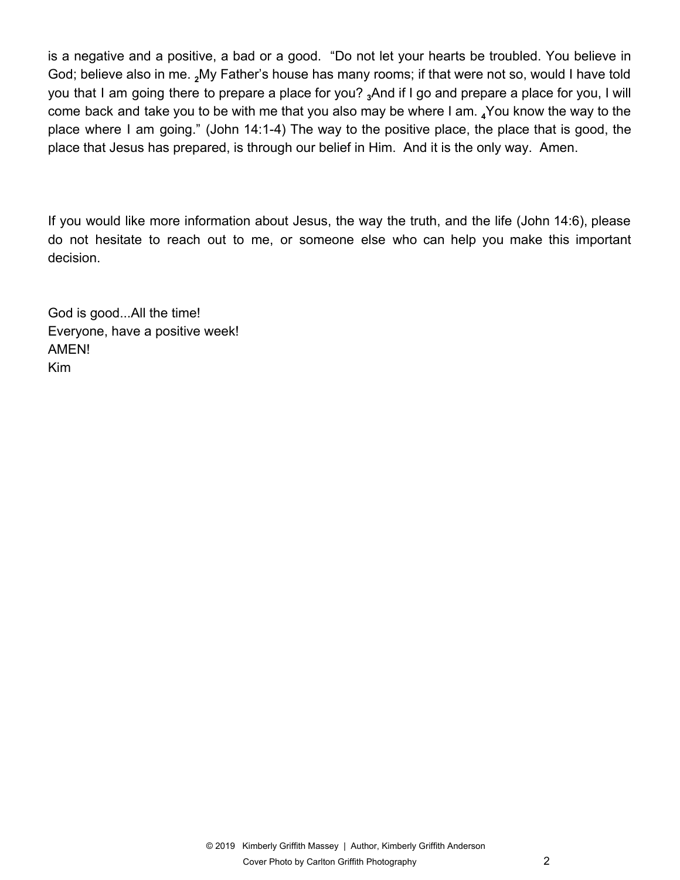is a negative and a positive, a bad or a good. "Do not let your hearts be troubled. You believe in God; believe also in me. 2My Father's house has many rooms; if that were not so, would I have told you that I am going there to prepare a place for you? 3And if I go and prepare a place for you, I will come back and take you to be with me that you also may be where I am. 4You know the way to the place where I am going." (John 14:1-4) The way to the positive place, the place that is good, the place that Jesus has prepared, is through our belief in Him. And it is the only way. Amen.

If you would like more information about Jesus, the way the truth, and the life (John 14:6), please do not hesitate to reach out to me, or someone else who can help you make this important decision.

God is good...All the time!
Everyone, have a positive week!
AMEN!
Kim